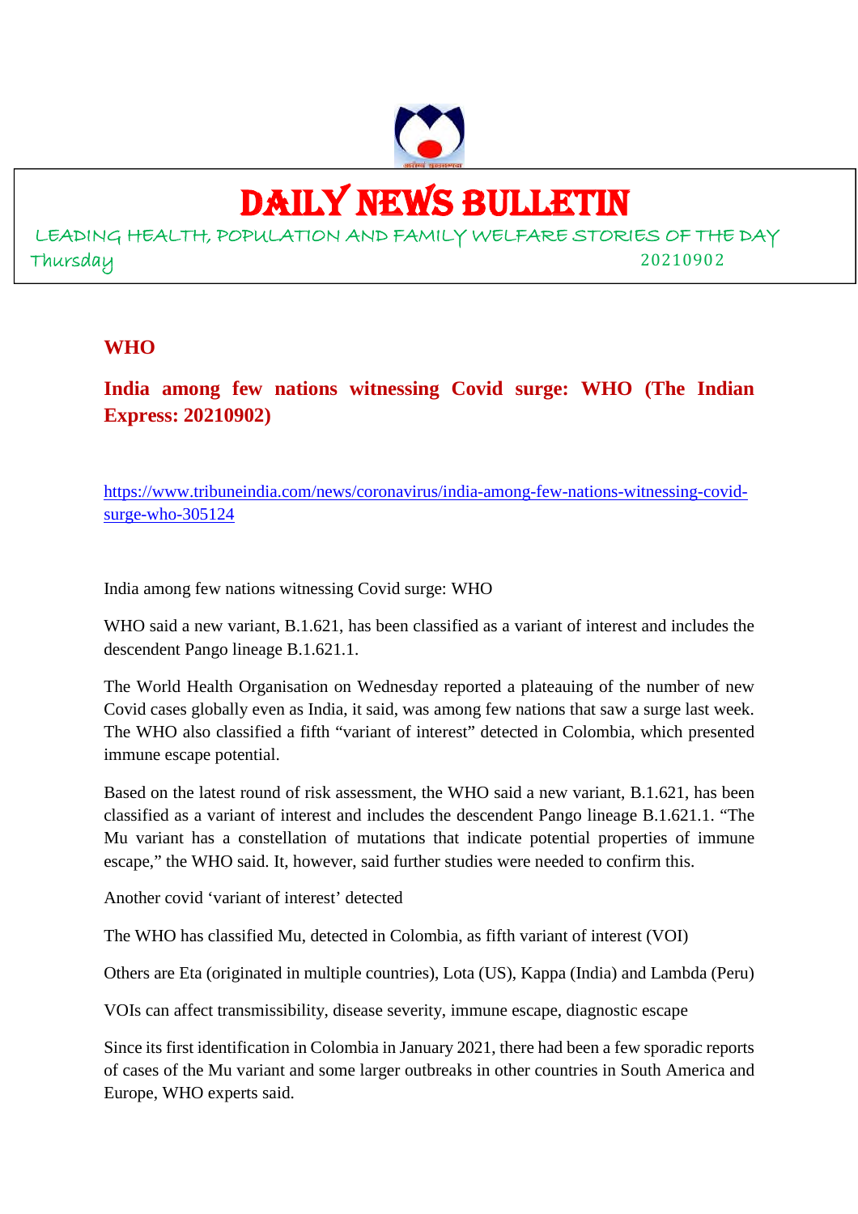# DAILY NEWS BULLETIN

LEADING HEALTH, POPULATION AND FAMILY WELFARE STORIES OF THE DAY

Thursday 20210902

## WHO

### India among few nations witnessing Covid surge: WHO (The Indian Express: 20210902)

https://www.tribuneindia.com/news/coronavirus/india-among-few-nations-witnessing-covid-surge-who-305124

India among few nations witnessing Covid surge: WHO

WHO said a new variant, B.1.621, has been classified as a variant of interest and includes the descendent Pango lineage B.1.621.1.

The World Health Organisation on Wednesday reported a plateauing of the number of new Covid cases globally even as India, it said, was among few nations that saw a surge last week. The WHO also classified a fifth "variant of interest" detected in Colombia, which presented immune escape potential.

Based on the latest round of risk assessment, the WHO said a new variant, B.1.621, has been classified as a variant of interest and includes the descendent Pango lineage B.1.621.1. "The Mu variant has a constellation of mutations that indicate potential properties of immune escape," the WHO said. It, however, said further studies were needed to confirm this.

Another covid 'variant of interest' detected

The WHO has classified Mu, detected in Colombia, as fifth variant of interest (VOI)

Others are Eta (originated in multiple countries), Lota (US), Kappa (India) and Lambda (Peru)

VOIs can affect transmissibility, disease severity, immune escape, diagnostic escape

Since its first identification in Colombia in January 2021, there had been a few sporadic reports of cases of the Mu variant and some larger outbreaks in other countries in South America and Europe, WHO experts said.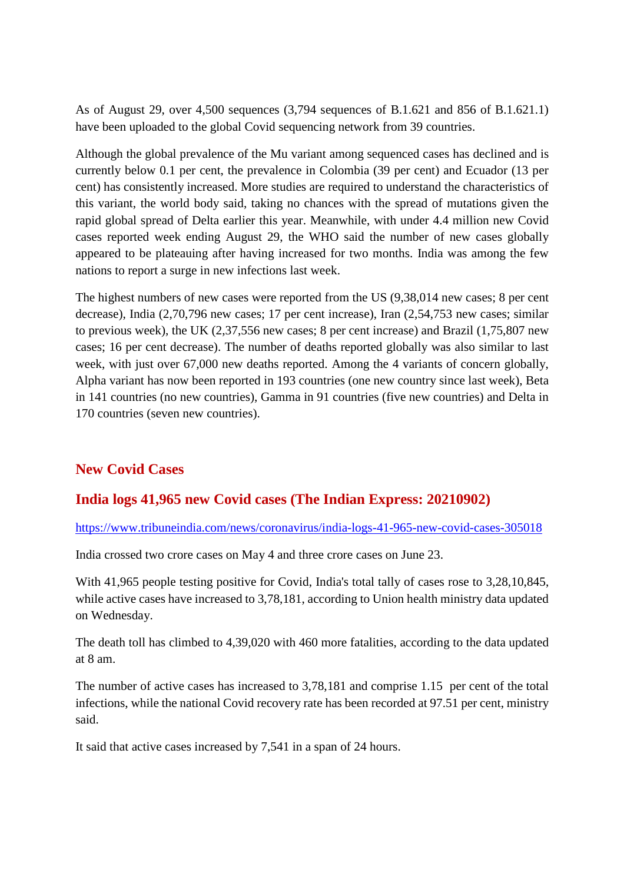As of August 29, over 4,500 sequences (3,794 sequences of B.1.621 and 856 of B.1.621.1) have been uploaded to the global Covid sequencing network from 39 countries.

Although the global prevalence of the Mu variant among sequenced cases has declined and is currently below 0.1 per cent, the prevalence in Colombia (39 per cent) and Ecuador (13 per cent) has consistently increased. More studies are required to understand the characteristics of this variant, the world body said, taking no chances with the spread of mutations given the rapid global spread of Delta earlier this year. Meanwhile, with under 4.4 million new Covid cases reported week ending August 29, the WHO said the number of new cases globally appeared to be plateauing after having increased for two months. India was among the few nations to report a surge in new infections last week.

The highest numbers of new cases were reported from the US (9,38,014 new cases; 8 per cent decrease), India (2,70,796 new cases; 17 per cent increase), Iran (2,54,753 new cases; similar to previous week), the UK (2,37,556 new cases; 8 per cent increase) and Brazil (1,75,807 new cases; 16 per cent decrease). The number of deaths reported globally was also similar to last week, with just over 67,000 new deaths reported. Among the 4 variants of concern globally, Alpha variant has now been reported in 193 countries (one new country since last week), Beta in 141 countries (no new countries), Gamma in 91 countries (five new countries) and Delta in 170 countries (seven new countries).

## New Covid Cases

## India logs 41,965 new Covid cases (The Indian Express: 20210902)

https://www.tribuneindia.com/news/coronavirus/india-logs-41-965-new-covid-cases-305018

India crossed two crore cases on May 4 and three crore cases on June 23.

With 41,965 people testing positive for Covid, India's total tally of cases rose to 3,28,10,845, while active cases have increased to 3,78,181, according to Union health ministry data updated on Wednesday.

The death toll has climbed to 4,39,020 with 460 more fatalities, according to the data updated at 8 am.

The number of active cases has increased to 3,78,181 and comprise 1.15 per cent of the total infections, while the national Covid recovery rate has been recorded at 97.51 per cent, ministry said.

It said that active cases increased by 7,541 in a span of 24 hours.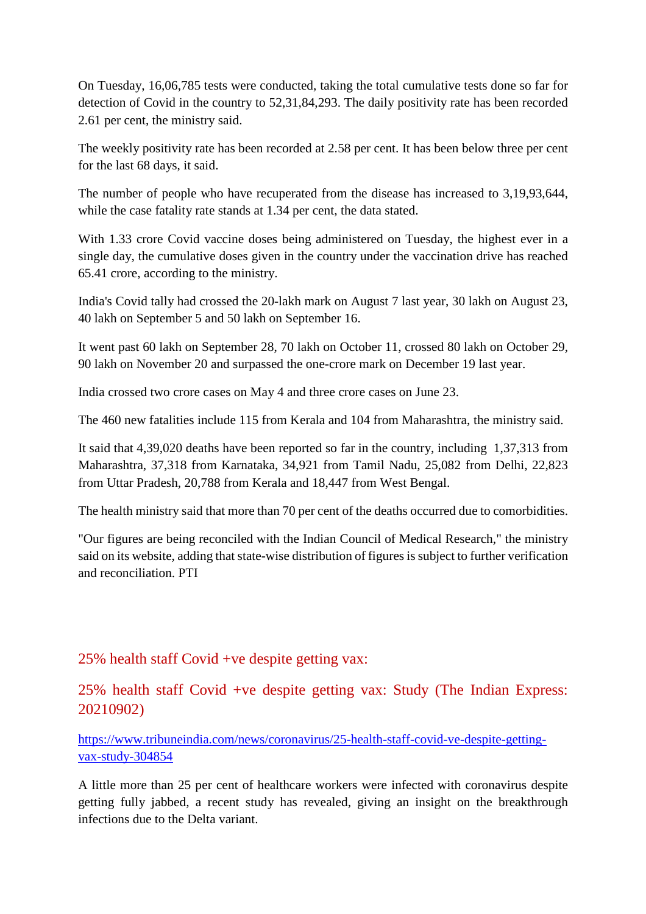On Tuesday, 16,06,785 tests were conducted, taking the total cumulative tests done so far for detection of Covid in the country to 52,31,84,293. The daily positivity rate has been recorded 2.61 per cent, the ministry said.

The weekly positivity rate has been recorded at 2.58 per cent. It has been below three per cent for the last 68 days, it said.

The number of people who have recuperated from the disease has increased to 3,19,93,644, while the case fatality rate stands at 1.34 per cent, the data stated.

With 1.33 crore Covid vaccine doses being administered on Tuesday, the highest ever in a single day, the cumulative doses given in the country under the vaccination drive has reached 65.41 crore, according to the ministry.

India's Covid tally had crossed the 20-lakh mark on August 7 last year, 30 lakh on August 23, 40 lakh on September 5 and 50 lakh on September 16.

It went past 60 lakh on September 28, 70 lakh on October 11, crossed 80 lakh on October 29, 90 lakh on November 20 and surpassed the one-crore mark on December 19 last year.

India crossed two crore cases on May 4 and three crore cases on June 23.

The 460 new fatalities include 115 from Kerala and 104 from Maharashtra, the ministry said.

It said that 4,39,020 deaths have been reported so far in the country, including 1,37,313 from Maharashtra, 37,318 from Karnataka, 34,921 from Tamil Nadu, 25,082 from Delhi, 22,823 from Uttar Pradesh, 20,788 from Kerala and 18,447 from West Bengal.

The health ministry said that more than 70 per cent of the deaths occurred due to comorbidities.

"Our figures are being reconciled with the Indian Council of Medical Research," the ministry said on its website, adding that state-wise distribution of figures is subject to further verification and reconciliation. PTI

## 25% health staff Covid +ve despite getting vax:

## 25% health staff Covid +ve despite getting vax: Study (The Indian Express: 20210902)

https://www.tribuneindia.com/news/coronavirus/25-health-staff-covid-ve-despite-getting-vax-study-304854

A little more than 25 per cent of healthcare workers were infected with coronavirus despite getting fully jabbed, a recent study has revealed, giving an insight on the breakthrough infections due to the Delta variant.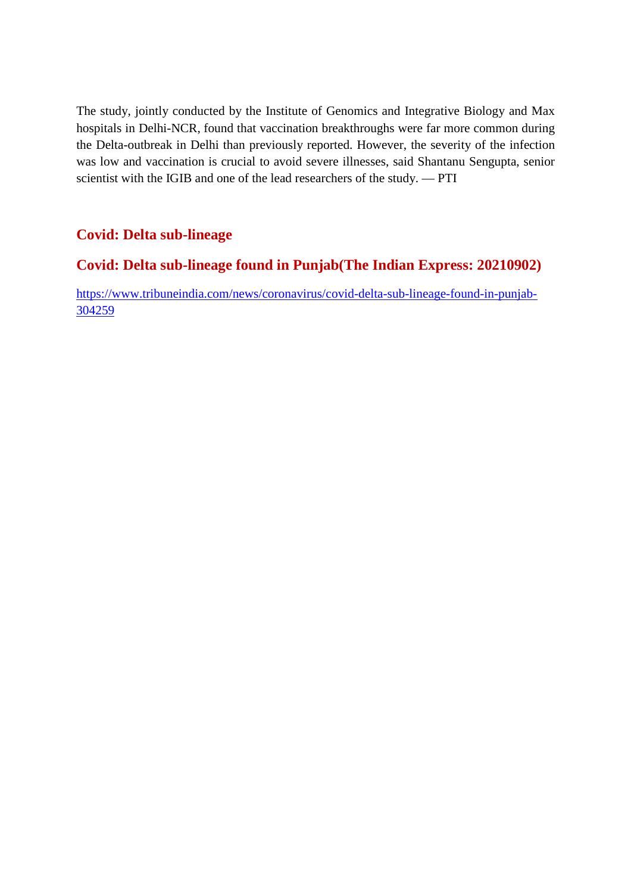The study, jointly conducted by the Institute of Genomics and Integrative Biology and Max hospitals in Delhi-NCR, found that vaccination breakthroughs were far more common during the Delta-outbreak in Delhi than previously reported. However, the severity of the infection was low and vaccination is crucial to avoid severe illnesses, said Shantanu Sengupta, senior scientist with the IGIB and one of the lead researchers of the study. — PTI

## Covid: Delta sub-lineage

## Covid: Delta sub-lineage found in Punjab(The Indian Express: 20210902)

https://www.tribuneindia.com/news/coronavirus/covid-delta-sub-lineage-found-in-punjab-304259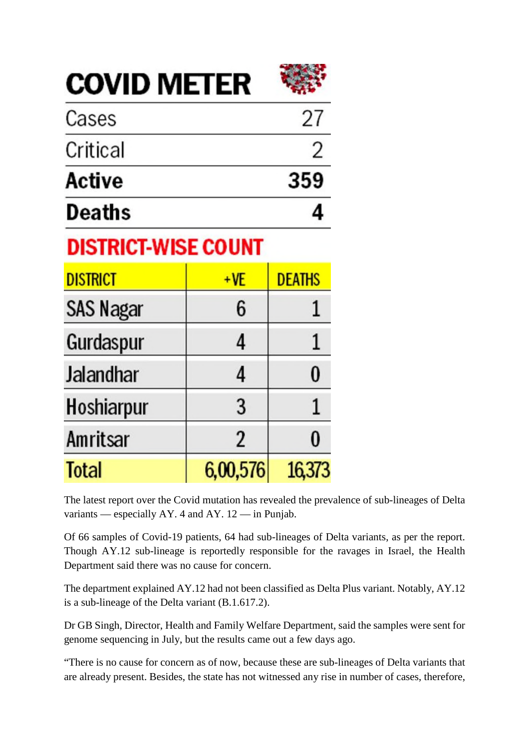## COVID METER

| | |
|---|---|
| Cases | 27 |
| Critical | 2 |
| **Active** | **359** |
| **Deaths** | **4** |

## DISTRICT-WISE COUNT

| DISTRICT | +VE | DEATHS |
|---|---|---|
| SAS Nagar | 6 | 1 |
| Gurdaspur | 4 | 1 |
| Jalandhar | 4 | 0 |
| Hoshiarpur | 3 | 1 |
| Amritsar | 2 | 0 |
| Total | 6,00,576 | 16,373 |

The latest report over the Covid mutation has revealed the prevalence of sub-lineages of Delta variants — especially AY. 4 and AY. 12 — in Punjab.

Of 66 samples of Covid-19 patients, 64 had sub-lineages of Delta variants, as per the report. Though AY.12 sub-lineage is reportedly responsible for the ravages in Israel, the Health Department said there was no cause for concern.

The department explained AY.12 had not been classified as Delta Plus variant. Notably, AY.12 is a sub-lineage of the Delta variant (B.1.617.2).

Dr GB Singh, Director, Health and Family Welfare Department, said the samples were sent for genome sequencing in July, but the results came out a few days ago.

"There is no cause for concern as of now, because these are sub-lineages of Delta variants that are already present. Besides, the state has not witnessed any rise in number of cases, therefore,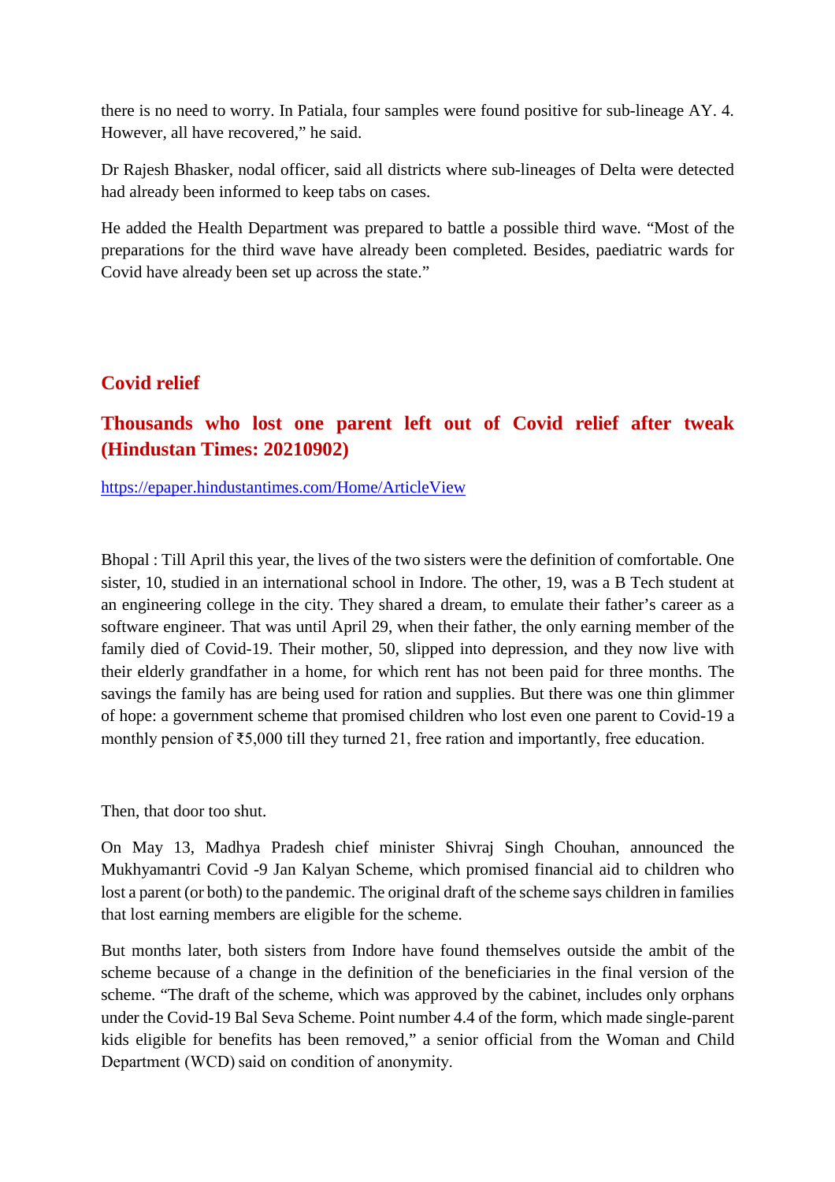there is no need to worry. In Patiala, four samples were found positive for sub-lineage AY. 4. However, all have recovered," he said.

Dr Rajesh Bhasker, nodal officer, said all districts where sub-lineages of Delta were detected had already been informed to keep tabs on cases.

He added the Health Department was prepared to battle a possible third wave. "Most of the preparations for the third wave have already been completed. Besides, paediatric wards for Covid have already been set up across the state."

## Covid relief

### Thousands who lost one parent left out of Covid relief after tweak (Hindustan Times: 20210902)

https://epaper.hindustantimes.com/Home/ArticleView

Bhopal : Till April this year, the lives of the two sisters were the definition of comfortable. One sister, 10, studied in an international school in Indore. The other, 19, was a B Tech student at an engineering college in the city. They shared a dream, to emulate their father's career as a software engineer. That was until April 29, when their father, the only earning member of the family died of Covid-19. Their mother, 50, slipped into depression, and they now live with their elderly grandfather in a home, for which rent has not been paid for three months. The savings the family has are being used for ration and supplies. But there was one thin glimmer of hope: a government scheme that promised children who lost even one parent to Covid-19 a monthly pension of ₹5,000 till they turned 21, free ration and importantly, free education.

Then, that door too shut.

On May 13, Madhya Pradesh chief minister Shivraj Singh Chouhan, announced the Mukhyamantri Covid -9 Jan Kalyan Scheme, which promised financial aid to children who lost a parent (or both) to the pandemic. The original draft of the scheme says children in families that lost earning members are eligible for the scheme.

But months later, both sisters from Indore have found themselves outside the ambit of the scheme because of a change in the definition of the beneficiaries in the final version of the scheme. "The draft of the scheme, which was approved by the cabinet, includes only orphans under the Covid-19 Bal Seva Scheme. Point number 4.4 of the form, which made single-parent kids eligible for benefits has been removed," a senior official from the Woman and Child Department (WCD) said on condition of anonymity.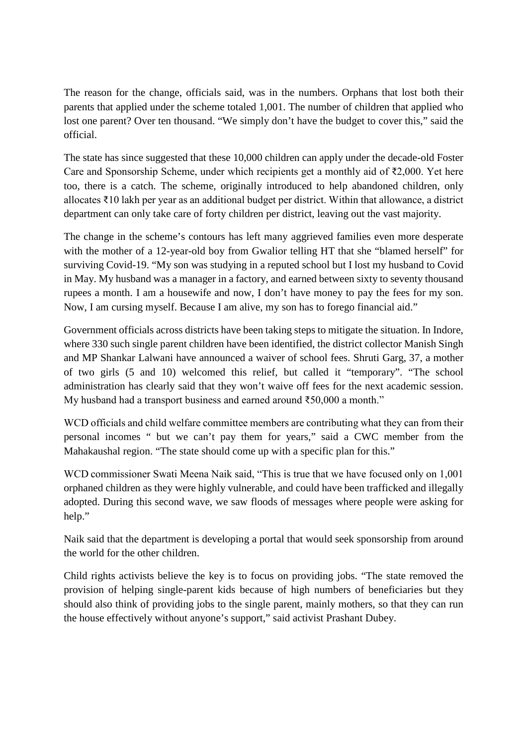The reason for the change, officials said, was in the numbers. Orphans that lost both their parents that applied under the scheme totaled 1,001. The number of children that applied who lost one parent? Over ten thousand. "We simply don't have the budget to cover this," said the official.

The state has since suggested that these 10,000 children can apply under the decade-old Foster Care and Sponsorship Scheme, under which recipients get a monthly aid of ₹2,000. Yet here too, there is a catch. The scheme, originally introduced to help abandoned children, only allocates ₹10 lakh per year as an additional budget per district. Within that allowance, a district department can only take care of forty children per district, leaving out the vast majority.

The change in the scheme's contours has left many aggrieved families even more desperate with the mother of a 12-year-old boy from Gwalior telling HT that she "blamed herself" for surviving Covid-19. "My son was studying in a reputed school but I lost my husband to Covid in May. My husband was a manager in a factory, and earned between sixty to seventy thousand rupees a month. I am a housewife and now, I don't have money to pay the fees for my son. Now, I am cursing myself. Because I am alive, my son has to forego financial aid."

Government officials across districts have been taking steps to mitigate the situation. In Indore, where 330 such single parent children have been identified, the district collector Manish Singh and MP Shankar Lalwani have announced a waiver of school fees. Shruti Garg, 37, a mother of two girls (5 and 10) welcomed this relief, but called it "temporary". "The school administration has clearly said that they won't waive off fees for the next academic session. My husband had a transport business and earned around ₹50,000 a month."

WCD officials and child welfare committee members are contributing what they can from their personal incomes " but we can't pay them for years," said a CWC member from the Mahakaushal region. "The state should come up with a specific plan for this."

WCD commissioner Swati Meena Naik said, "This is true that we have focused only on 1,001 orphaned children as they were highly vulnerable, and could have been trafficked and illegally adopted. During this second wave, we saw floods of messages where people were asking for help."

Naik said that the department is developing a portal that would seek sponsorship from around the world for the other children.

Child rights activists believe the key is to focus on providing jobs. "The state removed the provision of helping single-parent kids because of high numbers of beneficiaries but they should also think of providing jobs to the single parent, mainly mothers, so that they can run the house effectively without anyone's support," said activist Prashant Dubey.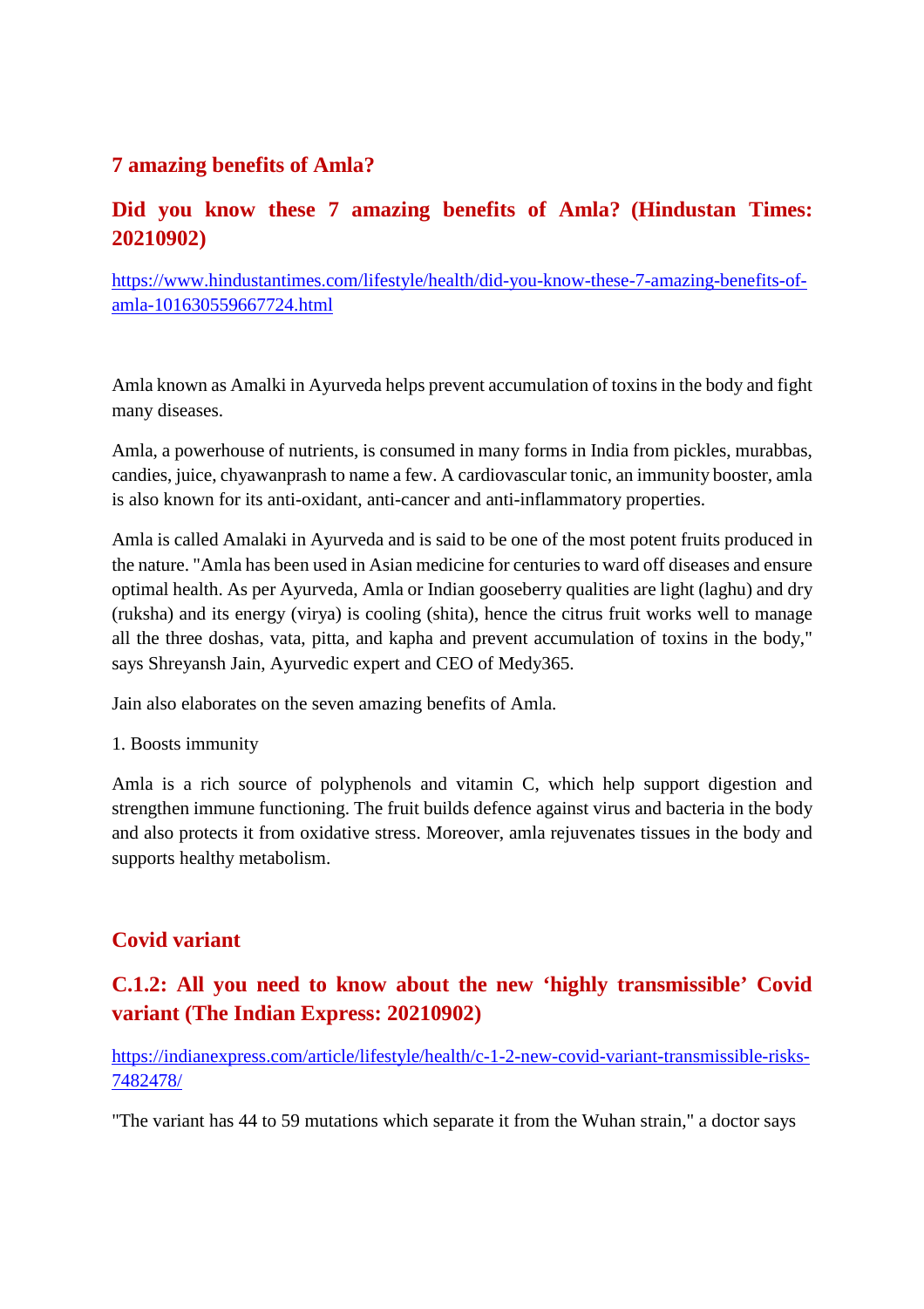## 7 amazing benefits of Amla?

## Did you know these 7 amazing benefits of Amla? (Hindustan Times: 20210902)

https://www.hindustantimes.com/lifestyle/health/did-you-know-these-7-amazing-benefits-of-amla-101630559667724.html

Amla known as Amalki in Ayurveda helps prevent accumulation of toxins in the body and fight many diseases.

Amla, a powerhouse of nutrients, is consumed in many forms in India from pickles, murabbas, candies, juice, chyawanprash to name a few. A cardiovascular tonic, an immunity booster, amla is also known for its anti-oxidant, anti-cancer and anti-inflammatory properties.

Amla is called Amalaki in Ayurveda and is said to be one of the most potent fruits produced in the nature. "Amla has been used in Asian medicine for centuries to ward off diseases and ensure optimal health. As per Ayurveda, Amla or Indian gooseberry qualities are light (laghu) and dry (ruksha) and its energy (virya) is cooling (shita), hence the citrus fruit works well to manage all the three doshas, vata, pitta, and kapha and prevent accumulation of toxins in the body," says Shreyansh Jain, Ayurvedic expert and CEO of Medy365.

Jain also elaborates on the seven amazing benefits of Amla.

1. Boosts immunity

Amla is a rich source of polyphenols and vitamin C, which help support digestion and strengthen immune functioning. The fruit builds defence against virus and bacteria in the body and also protects it from oxidative stress. Moreover, amla rejuvenates tissues in the body and supports healthy metabolism.

## Covid variant

## C.1.2: All you need to know about the new 'highly transmissible' Covid variant (The Indian Express: 20210902)

https://indianexpress.com/article/lifestyle/health/c-1-2-new-covid-variant-transmissible-risks-7482478/

"The variant has 44 to 59 mutations which separate it from the Wuhan strain," a doctor says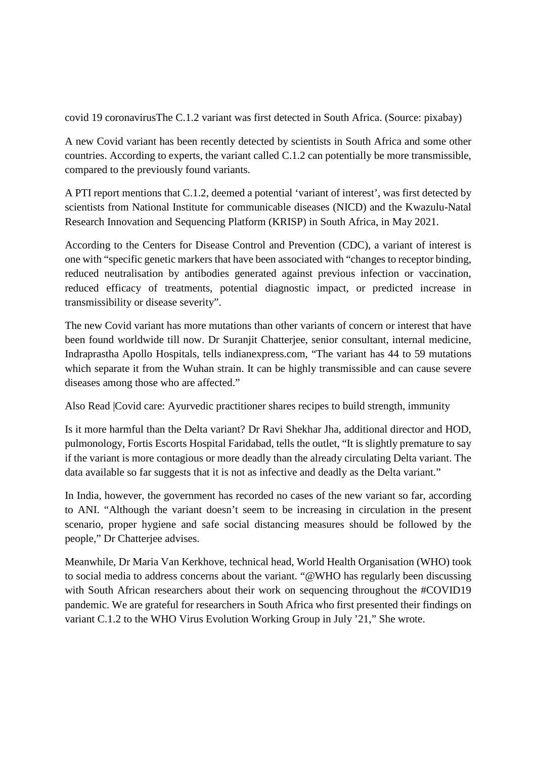covid 19 coronavirusThe C.1.2 variant was first detected in South Africa. (Source: pixabay)

A new Covid variant has been recently detected by scientists in South Africa and some other countries. According to experts, the variant called C.1.2 can potentially be more transmissible, compared to the previously found variants.

A PTI report mentions that C.1.2, deemed a potential 'variant of interest', was first detected by scientists from National Institute for communicable diseases (NICD) and the Kwazulu-Natal Research Innovation and Sequencing Platform (KRISP) in South Africa, in May 2021.

According to the Centers for Disease Control and Prevention (CDC), a variant of interest is one with "specific genetic markers that have been associated with "changes to receptor binding, reduced neutralisation by antibodies generated against previous infection or vaccination, reduced efficacy of treatments, potential diagnostic impact, or predicted increase in transmissibility or disease severity".

The new Covid variant has more mutations than other variants of concern or interest that have been found worldwide till now. Dr Suranjit Chatterjee, senior consultant, internal medicine, Indraprastha Apollo Hospitals, tells indianexpress.com, "The variant has 44 to 59 mutations which separate it from the Wuhan strain. It can be highly transmissible and can cause severe diseases among those who are affected."

Also Read |Covid care: Ayurvedic practitioner shares recipes to build strength, immunity

Is it more harmful than the Delta variant? Dr Ravi Shekhar Jha, additional director and HOD, pulmonology, Fortis Escorts Hospital Faridabad, tells the outlet, "It is slightly premature to say if the variant is more contagious or more deadly than the already circulating Delta variant. The data available so far suggests that it is not as infective and deadly as the Delta variant."

In India, however, the government has recorded no cases of the new variant so far, according to ANI. "Although the variant doesn't seem to be increasing in circulation in the present scenario, proper hygiene and safe social distancing measures should be followed by the people," Dr Chatterjee advises.

Meanwhile, Dr Maria Van Kerkhove, technical head, World Health Organisation (WHO) took to social media to address concerns about the variant. "@WHO has regularly been discussing with South African researchers about their work on sequencing throughout the #COVID19 pandemic. We are grateful for researchers in South Africa who first presented their findings on variant C.1.2 to the WHO Virus Evolution Working Group in July '21," She wrote.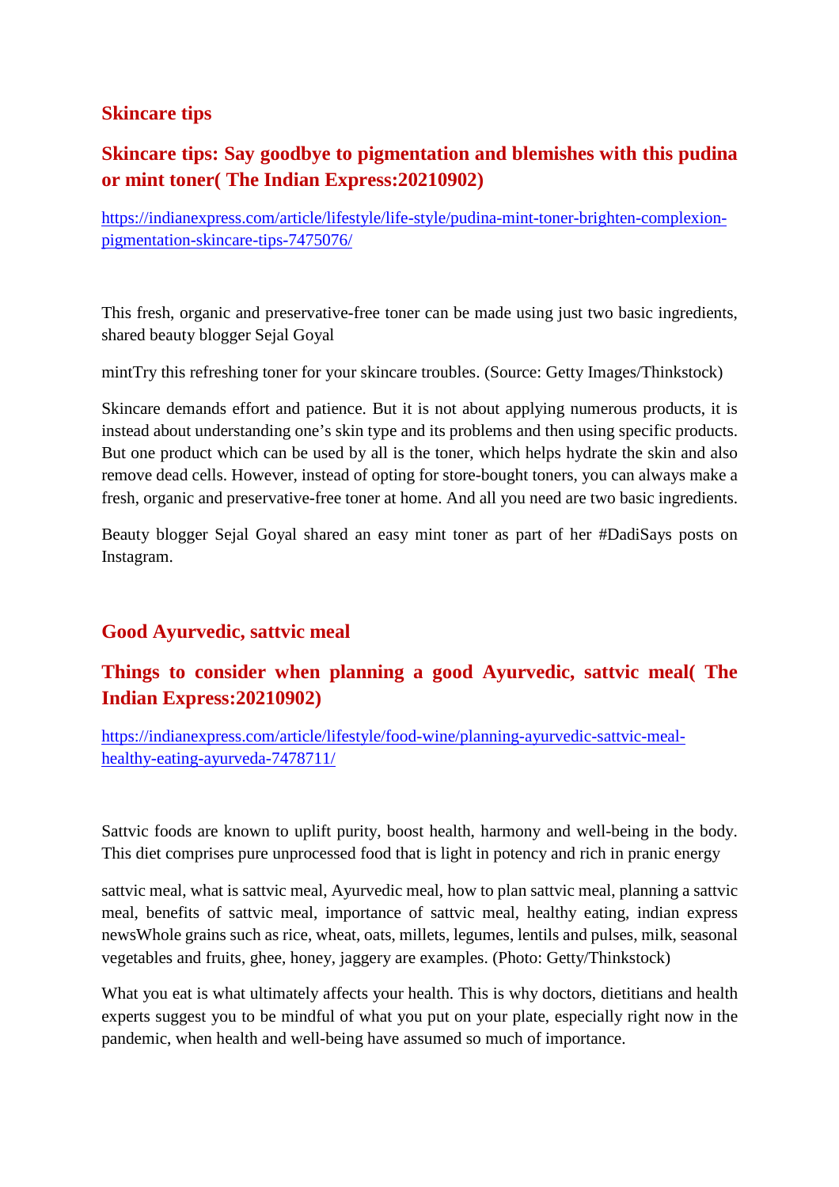## Skincare tips

## Skincare tips: Say goodbye to pigmentation and blemishes with this pudina or mint toner( The Indian Express:20210902)

https://indianexpress.com/article/lifestyle/life-style/pudina-mint-toner-brighten-complexion-pigmentation-skincare-tips-7475076/

This fresh, organic and preservative-free toner can be made using just two basic ingredients, shared beauty blogger Sejal Goyal

mintTry this refreshing toner for your skincare troubles. (Source: Getty Images/Thinkstock)

Skincare demands effort and patience. But it is not about applying numerous products, it is instead about understanding one's skin type and its problems and then using specific products. But one product which can be used by all is the toner, which helps hydrate the skin and also remove dead cells. However, instead of opting for store-bought toners, you can always make a fresh, organic and preservative-free toner at home. And all you need are two basic ingredients.

Beauty blogger Sejal Goyal shared an easy mint toner as part of her #DadiSays posts on Instagram.

## Good Ayurvedic, sattvic meal

## Things to consider when planning a good Ayurvedic, sattvic meal( The Indian Express:20210902)

https://indianexpress.com/article/lifestyle/food-wine/planning-ayurvedic-sattvic-meal-healthy-eating-ayurveda-7478711/

Sattvic foods are known to uplift purity, boost health, harmony and well-being in the body. This diet comprises pure unprocessed food that is light in potency and rich in pranic energy

sattvic meal, what is sattvic meal, Ayurvedic meal, how to plan sattvic meal, planning a sattvic meal, benefits of sattvic meal, importance of sattvic meal, healthy eating, indian express newsWhole grains such as rice, wheat, oats, millets, legumes, lentils and pulses, milk, seasonal vegetables and fruits, ghee, honey, jaggery are examples. (Photo: Getty/Thinkstock)

What you eat is what ultimately affects your health. This is why doctors, dietitians and health experts suggest you to be mindful of what you put on your plate, especially right now in the pandemic, when health and well-being have assumed so much of importance.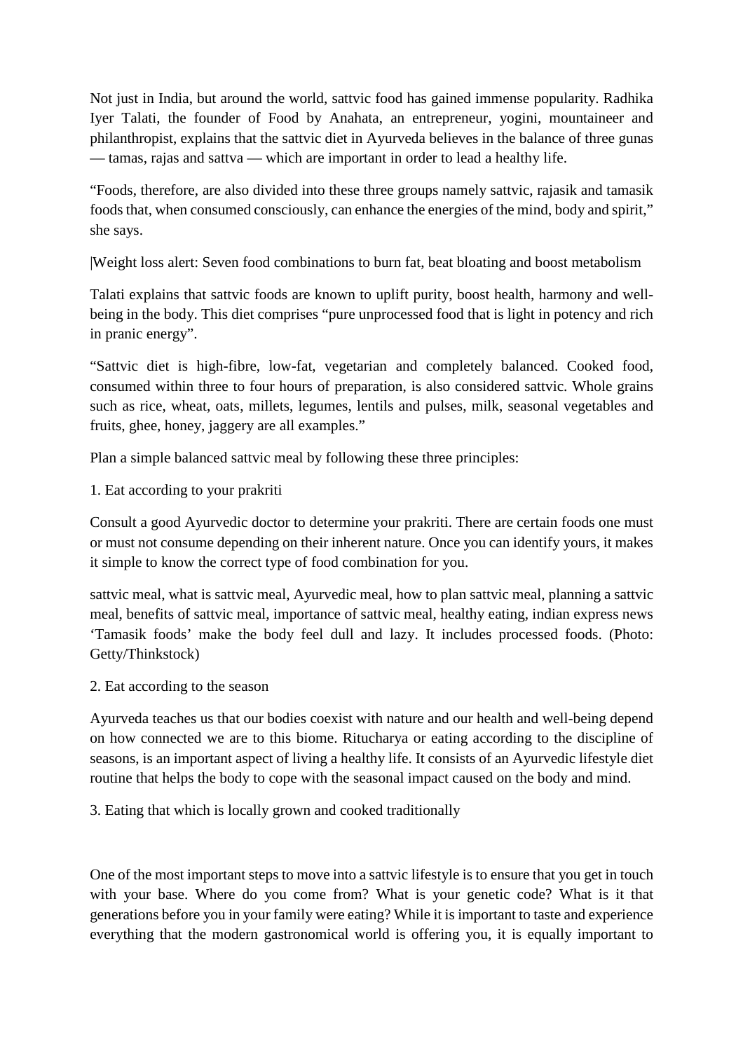Not just in India, but around the world, sattvic food has gained immense popularity. Radhika Iyer Talati, the founder of Food by Anahata, an entrepreneur, yogini, mountaineer and philanthropist, explains that the sattvic diet in Ayurveda believes in the balance of three gunas — tamas, rajas and sattva — which are important in order to lead a healthy life.

"Foods, therefore, are also divided into these three groups namely sattvic, rajasik and tamasik foods that, when consumed consciously, can enhance the energies of the mind, body and spirit," she says.

|Weight loss alert: Seven food combinations to burn fat, beat bloating and boost metabolism

Talati explains that sattvic foods are known to uplift purity, boost health, harmony and well-being in the body. This diet comprises "pure unprocessed food that is light in potency and rich in pranic energy".

"Sattvic diet is high-fibre, low-fat, vegetarian and completely balanced. Cooked food, consumed within three to four hours of preparation, is also considered sattvic. Whole grains such as rice, wheat, oats, millets, legumes, lentils and pulses, milk, seasonal vegetables and fruits, ghee, honey, jaggery are all examples."

Plan a simple balanced sattvic meal by following these three principles:

1. Eat according to your prakriti

Consult a good Ayurvedic doctor to determine your prakriti. There are certain foods one must or must not consume depending on their inherent nature. Once you can identify yours, it makes it simple to know the correct type of food combination for you.

sattvic meal, what is sattvic meal, Ayurvedic meal, how to plan sattvic meal, planning a sattvic meal, benefits of sattvic meal, importance of sattvic meal, healthy eating, indian express news 'Tamasik foods' make the body feel dull and lazy. It includes processed foods. (Photo: Getty/Thinkstock)

2. Eat according to the season

Ayurveda teaches us that our bodies coexist with nature and our health and well-being depend on how connected we are to this biome. Ritucharya or eating according to the discipline of seasons, is an important aspect of living a healthy life. It consists of an Ayurvedic lifestyle diet routine that helps the body to cope with the seasonal impact caused on the body and mind.

3. Eating that which is locally grown and cooked traditionally

One of the most important steps to move into a sattvic lifestyle is to ensure that you get in touch with your base. Where do you come from? What is your genetic code? What is it that generations before you in your family were eating? While it is important to taste and experience everything that the modern gastronomical world is offering you, it is equally important to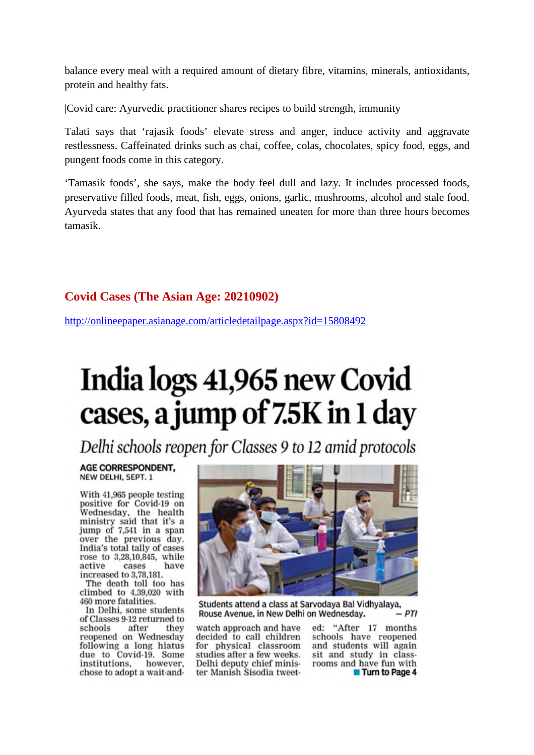balance every meal with a required amount of dietary fibre, vitamins, minerals, antioxidants, protein and healthy fats.

|Covid care: Ayurvedic practitioner shares recipes to build strength, immunity

Talati says that 'rajasik foods' elevate stress and anger, induce activity and aggravate restlessness. Caffeinated drinks such as chai, coffee, colas, chocolates, spicy food, eggs, and pungent foods come in this category.

'Tamasik foods', she says, make the body feel dull and lazy. It includes processed foods, preservative filled foods, meat, fish, eggs, onions, garlic, mushrooms, alcohol and stale food. Ayurveda states that any food that has remained uneaten for more than three hours becomes tamasik.

## Covid Cases (The Asian Age: 20210902)

http://onlineepaper.asianage.com/articledetailpage.aspx?id=15808492

# India logs 41,965 new Covid cases, a jump of 7.5K in 1 day

*Delhi schools reopen for Classes 9 to 12 amid protocols*

**AGE CORRESPONDENT,**
**NEW DELHI, SEPT. 1**

With 41,965 people testing positive for Covid-19 on Wednesday, the health ministry said that it's a jump of 7,541 in a span over the previous day. India's total tally of cases rose to 3,28,10,845, while active cases have increased to 3,78,181.

The death toll too has climbed to 4,39,020 with 460 more fatalities.

In Delhi, some students of Classes 9-12 returned to schools after they reopened on Wednesday following a long hiatus due to Covid-19. Some institutions, however, chose to adopt a wait-and-watch approach and have decided to call children for physical classroom studies after a few weeks. Delhi deputy chief minister Manish Sisodia tweeted: "After 17 months schools have reopened and students will again sit and study in classrooms and have fun with

Students attend a class at Sarvodaya Bal Vidhyalaya, Rouse Avenue, in New Delhi on Wednesday. — PTI

■ Turn to Page 4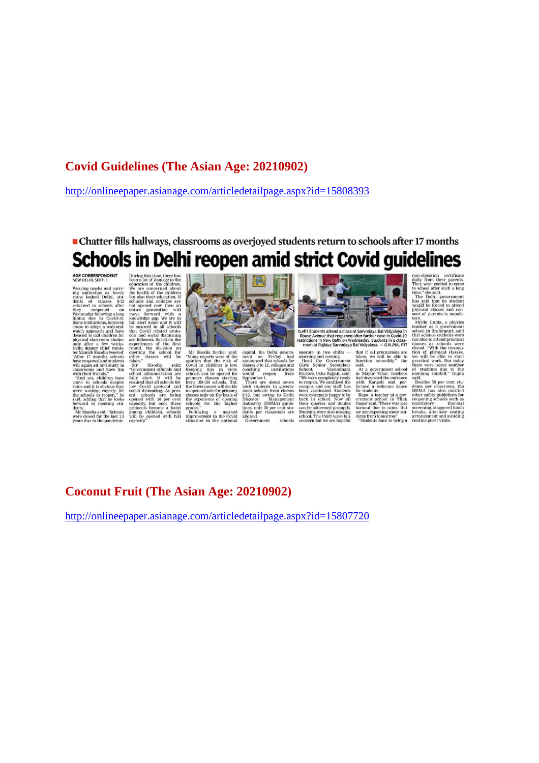## Covid Guidelines (The Asian Age: 20210902)

http://onlineepaper.asianage.com/articledetailpage.aspx?id=15808393

■ Chatter fills hallways, classrooms as overjoyed students return to schools after 17 months

# Schools in Delhi reopen amid strict Covid guidelines

**AGE CORRESPONDENT**
**NEW DELHI, SEPT. 1**

Wearing masks and carrying umbrellas as heavy rains lashed Delhi, students of classes 9-12 returned to schools after they reopened on Wednesday following a long hiatus due to Covid-19. Some institutions, however, chose to adopt a wait-and-watch approach and have decided to call children for physical classroom studies only after a few weeks.

Delhi deputy chief minister Manish Sisodia tweeted: "After 17 months schools have reopened and students will again sit and study in classrooms and have fun with their friends."

"And yes, children have come to schools despite rains and it is obvious they were waiting eagerly for the schools to reopen," he said, adding that he looks forward to meeting students.

Mr Sisodia said: "Schools were closed for the last 1.5 years due to the pandemic. During this time, there has been a lot of damage to the education of the children. We are concerned about the health of the children but also their education. If schools and colleges are not opened now, then an entire generation will move forward with a knowledge gap. We are in full alert mode and it will be ensured in all schools that Covid related protocols and social distancing are followed. Based on the experiences of the first round, the decision on opening the school for other classes will be taken."

Mr Sisodia said: "Government officials and school administration are fully alert. It will be ensured that all schools follow Covid protocol and social distancing. At present, schools are being opened with 50 per cent capacity, but once these protocols become a habit among children, schools will be opened with full capacity."

Mr Sisodia further said: "Many experts were of the opinion that the risk of Covid in children is low. Keeping this in view, schools can be opened for primary classes starting from 100-150 schools. But, the Government will decide to open schools for primary classes only on the basis of the experience of opening schools for the higher grades."

Following a marked improvement in the Covid situation in the national capital, the Delhi government on Friday had announced that schools for classes 9 to 12, colleges and coaching institutions would reopen from September 1.

There are about seven lakh students in government schools from classes 9-12, but owing to Delhi Disaster Management Authority (DDMA) guidelines, only 50 per cent students per classroom are allowed.

Government schools operate in two shifts — morning and evening.

Head the Government Girls Senior Secondary School, Vasundhara Enclave, Usha Rajput, said, "We were completely ready to reopen. We sanitised the campus and our staff has been vaccinated. Students were extremely happy to be back in school. Now all their queries and doubts can be addressed promptly. Students were also missing school. The third wave is a concern but we are hopeful that if all precautions are taken, we will be able to function smoothly," she said.

At a government school in Mayur Vihar, teachers had decorated the entrance with Rangoli and performed a welcome dance for students.

Rupa, a teacher at a government school in Tilak Nagar said,"There was less turnout due to rains. But we are expecting more students from tomorrow."

"Students have to bring a non-objection certificate daily from their parents. They were excited to come to school after such a long time," she said.

The Delhi government has said that no student would be forced to attend physical classes and consent of parents is mandatory.

Mridu Gupta, a physics teacher at a government school in Brahmpuri, said that science students were not able to attend practical classes as schools were closed. "With the resumption of physical classes, we will be able to start practical work. But today there were lesser number of students due to the morning rainfall," Gupta said.

Besides 50 per cent students per classroom, the DDMA has also notified other safety guidelines for reopening schools such as mandatory thermal screening, staggered lunch breaks, alternate seating arrangement and avoiding routine guest visits.

(Left) Students attend a class at Sarvodaya Bal Vidyalaya in Rouse Avenue that reopened after further ease in Covid-19 restrictions in New Delhi on Wednesday. Students in a classroom at Rajkiya Sarvodaya Bal Vidyalaya. — G.N JHA, PTI

## Coconut Fruit (The Asian Age: 20210902)

http://onlineepaper.asianage.com/articledetailpage.aspx?id=15807720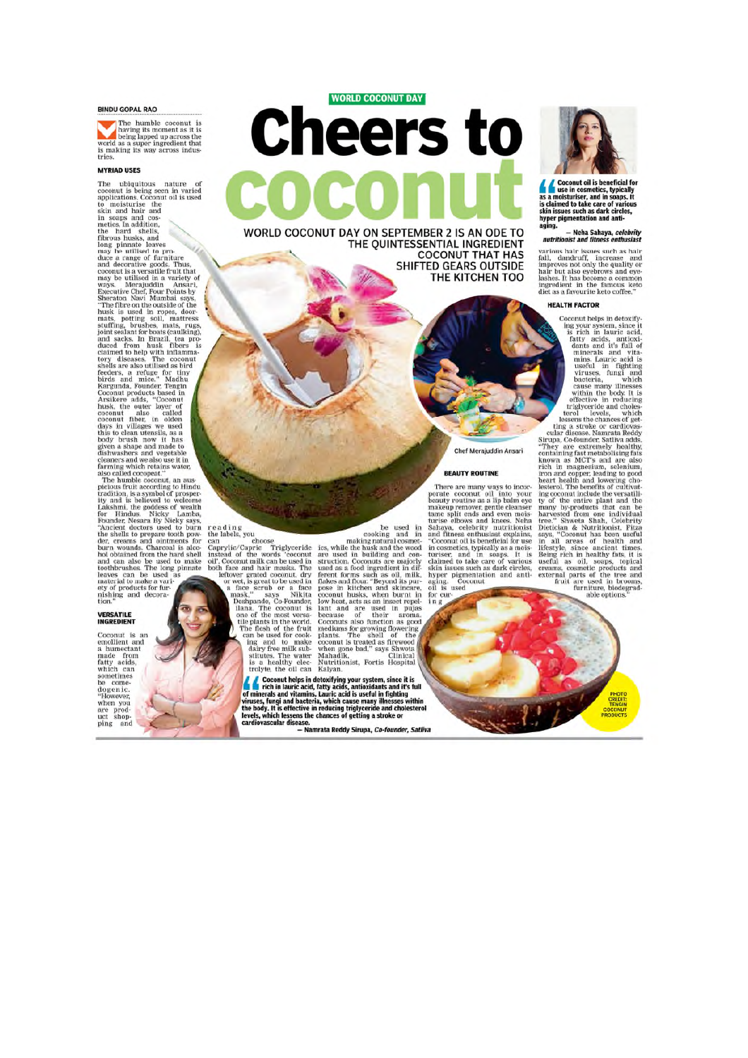WORLD COCONUT DAY

# Cheers to coconut

## WORLD COCONUT DAY ON SEPTEMBER 2 IS AN ODE TO THE QUINTESSENTIAL INGREDIENT COCONUT THAT HAS SHIFTED GEARS OUTSIDE THE KITCHEN TOO

**BINDU GOPAL RAO**

The humble coconut is having its moment as it is being lapped up across the world as a super ingredient that is making its way across industries.

### MYRIAD USES

The ubiquitous nature of coconut is being seen in varied applications. Coconut oil is used to moisturise the skin and hair and in soaps and cosmetics. In addition, the hard shells, fibrous husks, and long pinnate leaves may be utilised to produce a range of furniture and decorative goods. Thus, coconut is a versatile fruit that may be utilised in a variety of ways. Merajuddin Ansari, Executive Chef, Four Points by Sheraton Navi Mumbai says, "The fibre on the outside of the husk is used in ropes, doormats, potting soil, mattress stuffing, brushes, mats, rugs, joint sealant for boats (caulking), and sacks. In Brazil, tea produced from husk fibers is claimed to help with inflammatory diseases. The coconut shells are also utilised as bird feeders, a refuge for tiny birds and mice." Madhu Kargunda, Founder, Tengin Coconut products based in Arsikere adds, "Coconut husk, the outer layer of coconut also called coconut fiber, in olden days in villages we used this to clean utensils, as a body brush now it has given a shape and made to dishwashers and vegetable cleaners and we also use it in farming which retains water, also called cocopeat."

The humble coconut, an auspicious fruit according to Hindu tradition, is a symbol of prosperity and is believed to welcome Lakshmi, the goddess of wealth for Hindus. Nicky Lamba, Founder, Nesara By Nicky says, "Ancient doctors used to burn the shells to prepare tooth powder, creams and ointments for burn wounds. Charcoal is alcohol obtained from the hard shell and can also be used to make toothbrushes. The long pinnate leaves can be used as material to make a variety of products for furnishing and decoration."

### VERSATILE INGREDIENT

Coconut is an emollient and a humectant made from fatty acids, which can sometimes be comedogenic. "However, when you are product shopping and reading the labels, you can choose Caprylic/Capric Triglyceride instead of the words 'coconut oil'. Coconut milk can be used in both face and hair masks. The leftover grated coconut, dry or wet, is great to be used in a face scrub or a face mask," says Nikita Deshpande, Co-Founder, Ilana. The coconut is one of the most versatile plants in the world. The flesh of the fruit can be used for cooking and to make dairy free milk substitutes. The water is a healthy electrolyte, the oil can be used in cooking and in making natural cosmetics, while the husk and the wood are used in building and construction. Coconuts are majorly used as a food ingredient in different forms such as oil, milk, flakes and flour. "Beyond its purpose in kitchen and skincare, coconut husks, when burnt in low heat, acts as an insect repellant and are used in pujas because of their aroma. Coconuts also function as good mediums for growing flowering plants. The shell of the coconut is treated as firewood when gone bad," says Shweta Mahadik, Clinical Nutritionist, Fortis Hospital Kalyan.

> Coconut helps in detoxifying your system, since it is rich in lauric acid, fatty acids, antioxidants and it's full of minerals and vitamins. Lauric acid is useful in fighting viruses, fungi and bacteria, which cause many illnesses within the body. It is effective in reducing triglyceride and cholesterol levels, which lessens the chances of getting a stroke or cardiovascular disease.
>
> — Namrata Reddy Sirupa, *Co-founder, Sattva*

Chef Merajuddin Ansari

### BEAUTY ROUTINE

There are many ways to incorporate coconut oil into your beauty routine as a lip balm eye makeup remover, gentle cleanser tame split ends and even moisturise elbows and knees. Neha Sahaya, celebrity nutritionist and fitness enthusiast explains, "Coconut oil is beneficial for use in cosmetics, typically as a moisturiser, and in soaps. It is claimed to take care of various skin issues such as dark circles, hyper pigmentation and anti-aging. Coconut oil is used for curing various hair issues such as hair fall, dandruff, increase and improves not only the quality or hair but also eyebrows and eyelashes. It has become a common ingredient in the famous keto diet as a favourite keto coffee."

> Coconut oil is beneficial for use in cosmetics, typically as a moisturiser, and in soaps. It is claimed to take care of various skin issues such as dark circles, hyper pigmentation and anti-aging.
>
> — Neha Sahaya, *celebrity nutritionist and fitness enthusiast*

### HEALTH FACTOR

Coconut helps in detoxifying your system, since it is rich in lauric acid, fatty acids, antioxidants and it's full of minerals and vitamins. Lauric acid is useful in fighting viruses, fungi and bacteria, which cause many illnesses within the body. It is effective in reducing triglyceride and cholesterol levels, which lessens the chances of getting a stroke or cardiovascular disease. Namrata Reddy Sirupa, Co-founder, Sattva adds, "They are extremely healthy, containing fast metabolising fats known as MCT's and are also rich in magnesium, selenium, iron and copper, leading to good heart health and lowering cholesterol. The benefits of cultivating coconut include the versatility of the entire plant and the many by-products that can be harvested from one individual tree." Shweta Shah, Celebrity Dietician & Nutritionist, Fitza says, "Coconut has been useful in all areas of health and lifestyle, since ancient times. Being rich in healthy fats, it is useful as oil, soaps, topical creams, cosmetic products and external parts of the tree and fruit are used in brooms, furniture, biodegradable options."

PHOTO CREDIT: TENGIN COCONUT PRODUCTS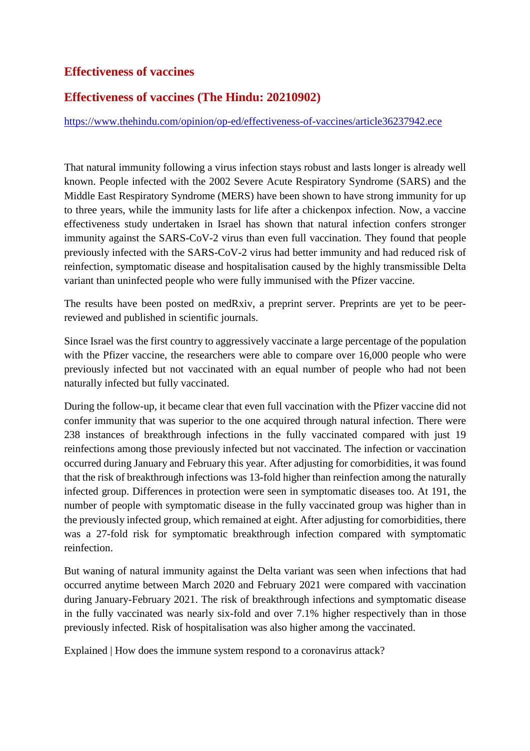## Effectiveness of vaccines

## Effectiveness of vaccines (The Hindu: 20210902)

https://www.thehindu.com/opinion/op-ed/effectiveness-of-vaccines/article36237942.ece

That natural immunity following a virus infection stays robust and lasts longer is already well known. People infected with the 2002 Severe Acute Respiratory Syndrome (SARS) and the Middle East Respiratory Syndrome (MERS) have been shown to have strong immunity for up to three years, while the immunity lasts for life after a chickenpox infection. Now, a vaccine effectiveness study undertaken in Israel has shown that natural infection confers stronger immunity against the SARS-CoV-2 virus than even full vaccination. They found that people previously infected with the SARS-CoV-2 virus had better immunity and had reduced risk of reinfection, symptomatic disease and hospitalisation caused by the highly transmissible Delta variant than uninfected people who were fully immunised with the Pfizer vaccine.

The results have been posted on medRxiv, a preprint server. Preprints are yet to be peer-reviewed and published in scientific journals.

Since Israel was the first country to aggressively vaccinate a large percentage of the population with the Pfizer vaccine, the researchers were able to compare over 16,000 people who were previously infected but not vaccinated with an equal number of people who had not been naturally infected but fully vaccinated.

During the follow-up, it became clear that even full vaccination with the Pfizer vaccine did not confer immunity that was superior to the one acquired through natural infection. There were 238 instances of breakthrough infections in the fully vaccinated compared with just 19 reinfections among those previously infected but not vaccinated. The infection or vaccination occurred during January and February this year. After adjusting for comorbidities, it was found that the risk of breakthrough infections was 13-fold higher than reinfection among the naturally infected group. Differences in protection were seen in symptomatic diseases too. At 191, the number of people with symptomatic disease in the fully vaccinated group was higher than in the previously infected group, which remained at eight. After adjusting for comorbidities, there was a 27-fold risk for symptomatic breakthrough infection compared with symptomatic reinfection.

But waning of natural immunity against the Delta variant was seen when infections that had occurred anytime between March 2020 and February 2021 were compared with vaccination during January-February 2021. The risk of breakthrough infections and symptomatic disease in the fully vaccinated was nearly six-fold and over 7.1% higher respectively than in those previously infected. Risk of hospitalisation was also higher among the vaccinated.

Explained | How does the immune system respond to a coronavirus attack?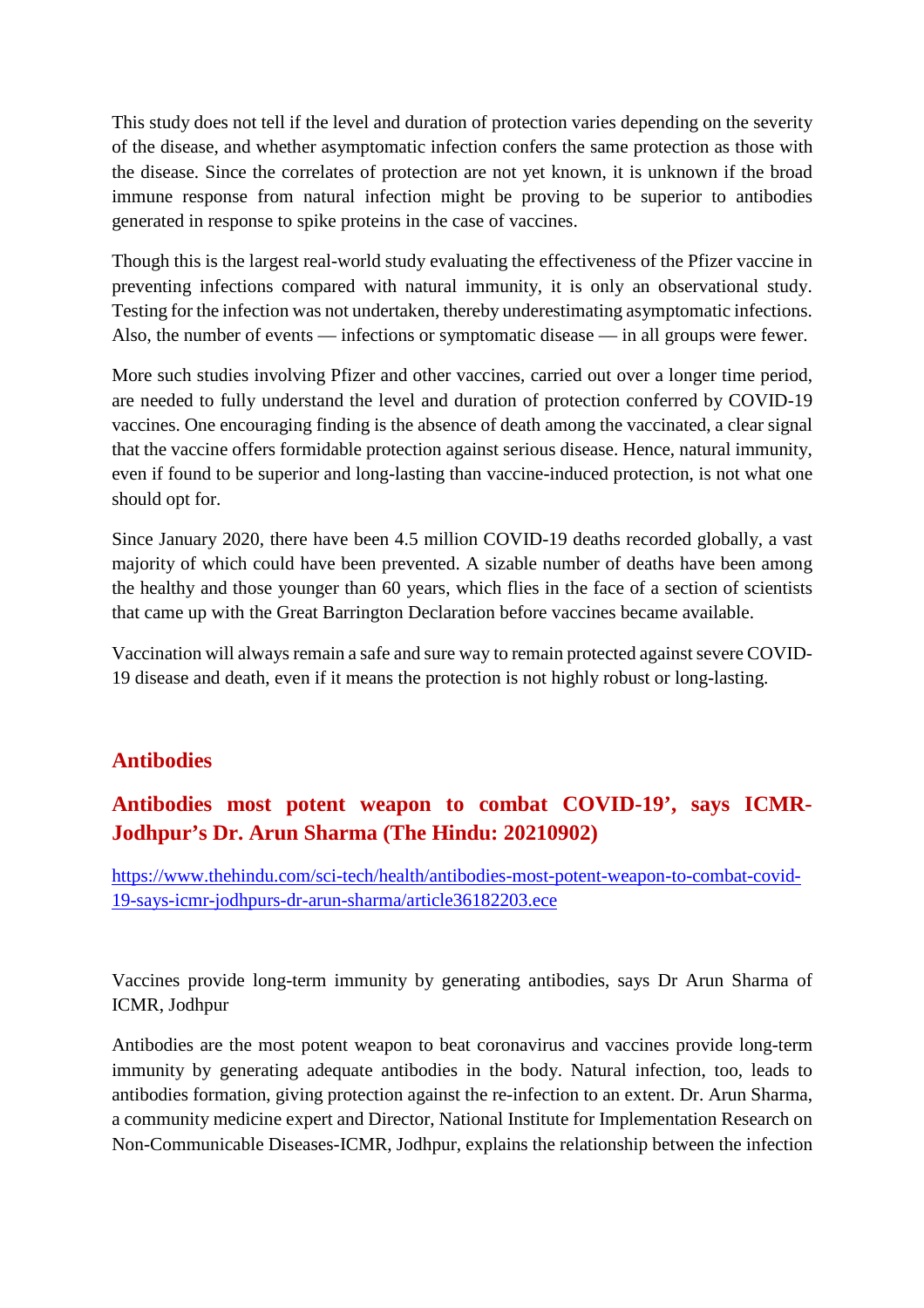This study does not tell if the level and duration of protection varies depending on the severity of the disease, and whether asymptomatic infection confers the same protection as those with the disease. Since the correlates of protection are not yet known, it is unknown if the broad immune response from natural infection might be proving to be superior to antibodies generated in response to spike proteins in the case of vaccines.

Though this is the largest real-world study evaluating the effectiveness of the Pfizer vaccine in preventing infections compared with natural immunity, it is only an observational study. Testing for the infection was not undertaken, thereby underestimating asymptomatic infections. Also, the number of events — infections or symptomatic disease — in all groups were fewer.

More such studies involving Pfizer and other vaccines, carried out over a longer time period, are needed to fully understand the level and duration of protection conferred by COVID-19 vaccines. One encouraging finding is the absence of death among the vaccinated, a clear signal that the vaccine offers formidable protection against serious disease. Hence, natural immunity, even if found to be superior and long-lasting than vaccine-induced protection, is not what one should opt for.

Since January 2020, there have been 4.5 million COVID-19 deaths recorded globally, a vast majority of which could have been prevented. A sizable number of deaths have been among the healthy and those younger than 60 years, which flies in the face of a section of scientists that came up with the Great Barrington Declaration before vaccines became available.

Vaccination will always remain a safe and sure way to remain protected against severe COVID-19 disease and death, even if it means the protection is not highly robust or long-lasting.

## Antibodies

### Antibodies most potent weapon to combat COVID-19', says ICMR-Jodhpur's Dr. Arun Sharma (The Hindu: 20210902)

https://www.thehindu.com/sci-tech/health/antibodies-most-potent-weapon-to-combat-covid-19-says-icmr-jodhpurs-dr-arun-sharma/article36182203.ece

Vaccines provide long-term immunity by generating antibodies, says Dr Arun Sharma of ICMR, Jodhpur

Antibodies are the most potent weapon to beat coronavirus and vaccines provide long-term immunity by generating adequate antibodies in the body. Natural infection, too, leads to antibodies formation, giving protection against the re-infection to an extent. Dr. Arun Sharma, a community medicine expert and Director, National Institute for Implementation Research on Non-Communicable Diseases-ICMR, Jodhpur, explains the relationship between the infection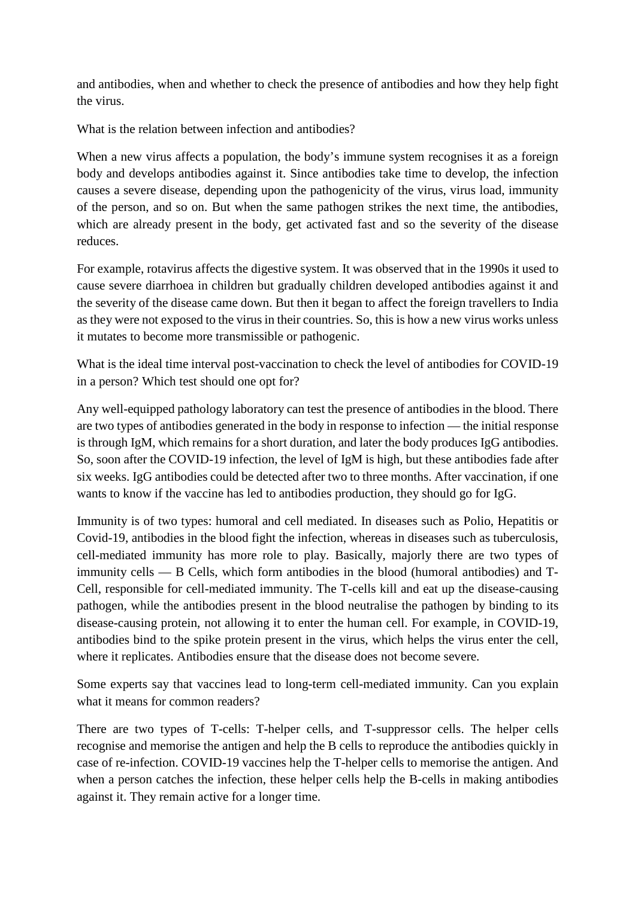and antibodies, when and whether to check the presence of antibodies and how they help fight the virus.

What is the relation between infection and antibodies?

When a new virus affects a population, the body's immune system recognises it as a foreign body and develops antibodies against it. Since antibodies take time to develop, the infection causes a severe disease, depending upon the pathogenicity of the virus, virus load, immunity of the person, and so on. But when the same pathogen strikes the next time, the antibodies, which are already present in the body, get activated fast and so the severity of the disease reduces.

For example, rotavirus affects the digestive system. It was observed that in the 1990s it used to cause severe diarrhoea in children but gradually children developed antibodies against it and the severity of the disease came down. But then it began to affect the foreign travellers to India as they were not exposed to the virus in their countries. So, this is how a new virus works unless it mutates to become more transmissible or pathogenic.

What is the ideal time interval post-vaccination to check the level of antibodies for COVID-19 in a person? Which test should one opt for?

Any well-equipped pathology laboratory can test the presence of antibodies in the blood. There are two types of antibodies generated in the body in response to infection — the initial response is through IgM, which remains for a short duration, and later the body produces IgG antibodies. So, soon after the COVID-19 infection, the level of IgM is high, but these antibodies fade after six weeks. IgG antibodies could be detected after two to three months. After vaccination, if one wants to know if the vaccine has led to antibodies production, they should go for IgG.

Immunity is of two types: humoral and cell mediated. In diseases such as Polio, Hepatitis or Covid-19, antibodies in the blood fight the infection, whereas in diseases such as tuberculosis, cell-mediated immunity has more role to play. Basically, majorly there are two types of immunity cells — B Cells, which form antibodies in the blood (humoral antibodies) and T-Cell, responsible for cell-mediated immunity. The T-cells kill and eat up the disease-causing pathogen, while the antibodies present in the blood neutralise the pathogen by binding to its disease-causing protein, not allowing it to enter the human cell. For example, in COVID-19, antibodies bind to the spike protein present in the virus, which helps the virus enter the cell, where it replicates. Antibodies ensure that the disease does not become severe.

Some experts say that vaccines lead to long-term cell-mediated immunity. Can you explain what it means for common readers?

There are two types of T-cells: T-helper cells, and T-suppressor cells. The helper cells recognise and memorise the antigen and help the B cells to reproduce the antibodies quickly in case of re-infection. COVID-19 vaccines help the T-helper cells to memorise the antigen. And when a person catches the infection, these helper cells help the B-cells in making antibodies against it. They remain active for a longer time.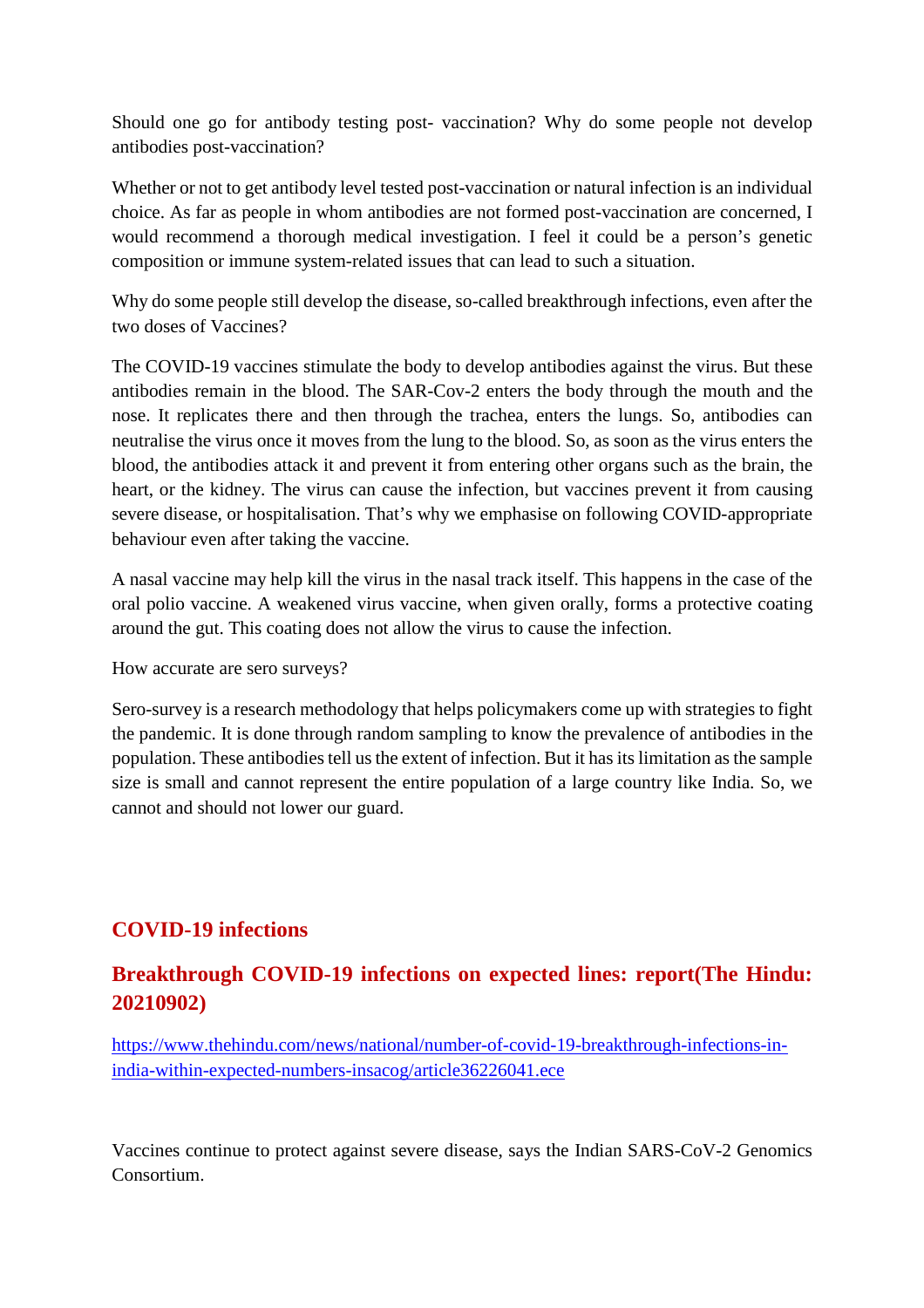Should one go for antibody testing post- vaccination? Why do some people not develop antibodies post-vaccination?

Whether or not to get antibody level tested post-vaccination or natural infection is an individual choice. As far as people in whom antibodies are not formed post-vaccination are concerned, I would recommend a thorough medical investigation. I feel it could be a person's genetic composition or immune system-related issues that can lead to such a situation.

Why do some people still develop the disease, so-called breakthrough infections, even after the two doses of Vaccines?

The COVID-19 vaccines stimulate the body to develop antibodies against the virus. But these antibodies remain in the blood. The SAR-Cov-2 enters the body through the mouth and the nose. It replicates there and then through the trachea, enters the lungs. So, antibodies can neutralise the virus once it moves from the lung to the blood. So, as soon as the virus enters the blood, the antibodies attack it and prevent it from entering other organs such as the brain, the heart, or the kidney. The virus can cause the infection, but vaccines prevent it from causing severe disease, or hospitalisation. That's why we emphasise on following COVID-appropriate behaviour even after taking the vaccine.

A nasal vaccine may help kill the virus in the nasal track itself. This happens in the case of the oral polio vaccine. A weakened virus vaccine, when given orally, forms a protective coating around the gut. This coating does not allow the virus to cause the infection.

How accurate are sero surveys?

Sero-survey is a research methodology that helps policymakers come up with strategies to fight the pandemic. It is done through random sampling to know the prevalence of antibodies in the population. These antibodies tell us the extent of infection. But it has its limitation as the sample size is small and cannot represent the entire population of a large country like India. So, we cannot and should not lower our guard.

## COVID-19 infections

## Breakthrough COVID-19 infections on expected lines: report(The Hindu: 20210902)

https://www.thehindu.com/news/national/number-of-covid-19-breakthrough-infections-in-india-within-expected-numbers-insacog/article36226041.ece

Vaccines continue to protect against severe disease, says the Indian SARS-CoV-2 Genomics Consortium.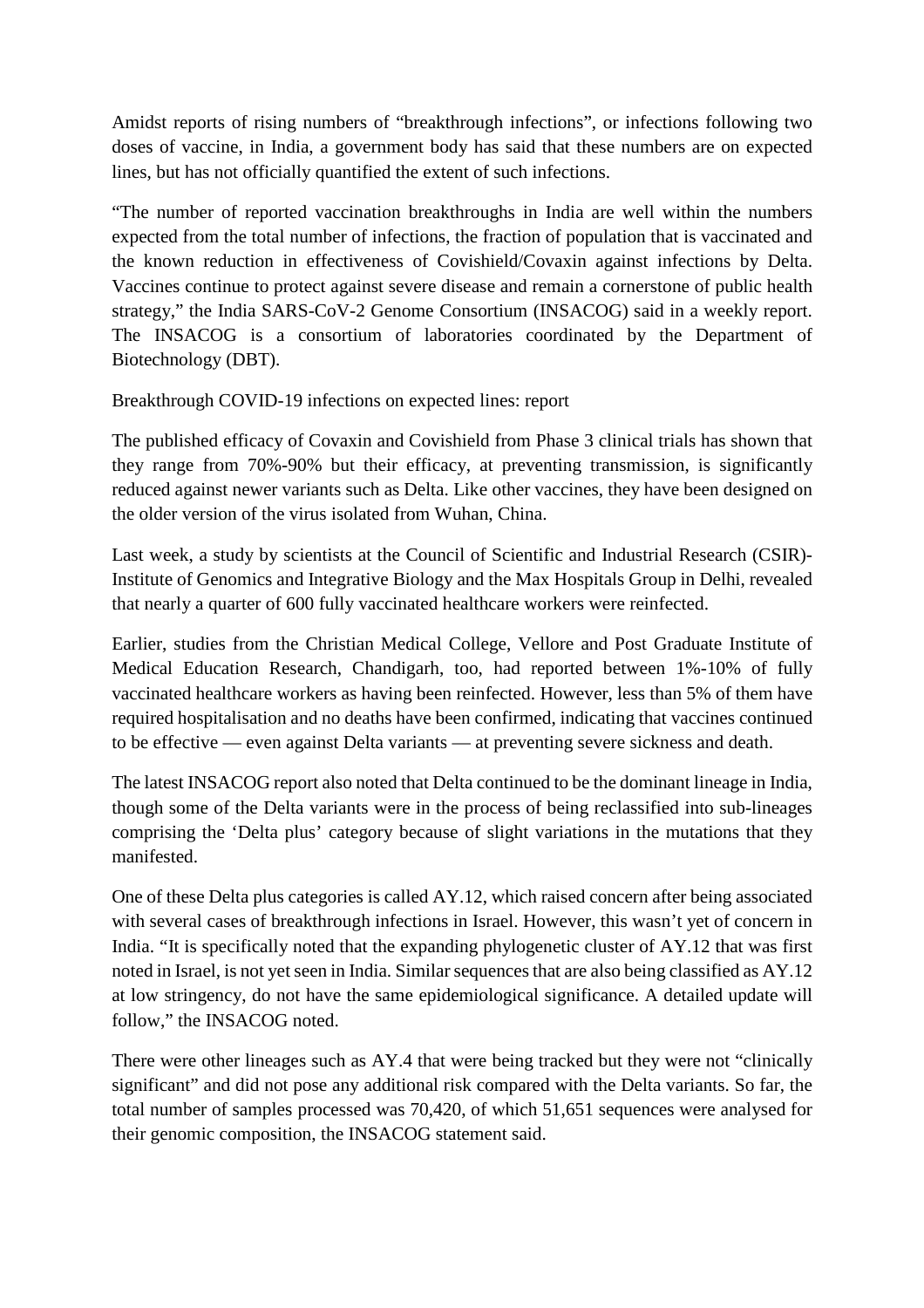Amidst reports of rising numbers of “breakthrough infections”, or infections following two doses of vaccine, in India, a government body has said that these numbers are on expected lines, but has not officially quantified the extent of such infections.

“The number of reported vaccination breakthroughs in India are well within the numbers expected from the total number of infections, the fraction of population that is vaccinated and the known reduction in effectiveness of Covishield/Covaxin against infections by Delta. Vaccines continue to protect against severe disease and remain a cornerstone of public health strategy,” the India SARS-CoV-2 Genome Consortium (INSACOG) said in a weekly report. The INSACOG is a consortium of laboratories coordinated by the Department of Biotechnology (DBT).

Breakthrough COVID-19 infections on expected lines: report

The published efficacy of Covaxin and Covishield from Phase 3 clinical trials has shown that they range from 70%-90% but their efficacy, at preventing transmission, is significantly reduced against newer variants such as Delta. Like other vaccines, they have been designed on the older version of the virus isolated from Wuhan, China.

Last week, a study by scientists at the Council of Scientific and Industrial Research (CSIR)-Institute of Genomics and Integrative Biology and the Max Hospitals Group in Delhi, revealed that nearly a quarter of 600 fully vaccinated healthcare workers were reinfected.

Earlier, studies from the Christian Medical College, Vellore and Post Graduate Institute of Medical Education Research, Chandigarh, too, had reported between 1%-10% of fully vaccinated healthcare workers as having been reinfected. However, less than 5% of them have required hospitalisation and no deaths have been confirmed, indicating that vaccines continued to be effective — even against Delta variants — at preventing severe sickness and death.

The latest INSACOG report also noted that Delta continued to be the dominant lineage in India, though some of the Delta variants were in the process of being reclassified into sub-lineages comprising the ‘Delta plus’ category because of slight variations in the mutations that they manifested.

One of these Delta plus categories is called AY.12, which raised concern after being associated with several cases of breakthrough infections in Israel. However, this wasn’t yet of concern in India. “It is specifically noted that the expanding phylogenetic cluster of AY.12 that was first noted in Israel, is not yet seen in India. Similar sequences that are also being classified as AY.12 at low stringency, do not have the same epidemiological significance. A detailed update will follow,” the INSACOG noted.

There were other lineages such as AY.4 that were being tracked but they were not “clinically significant” and did not pose any additional risk compared with the Delta variants. So far, the total number of samples processed was 70,420, of which 51,651 sequences were analysed for their genomic composition, the INSACOG statement said.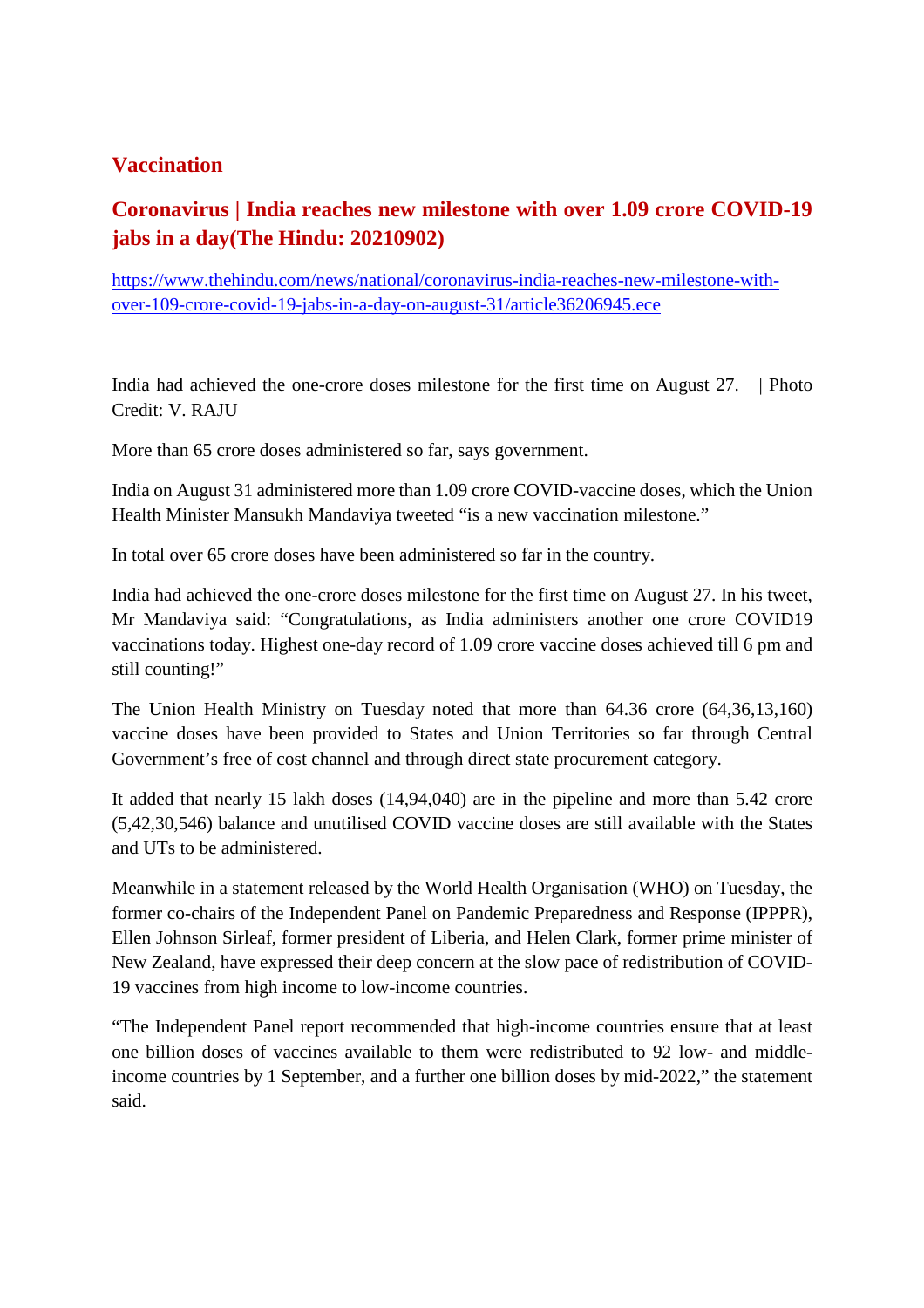## Vaccination

### Coronavirus | India reaches new milestone with over 1.09 crore COVID-19 jabs in a day(The Hindu: 20210902)

https://www.thehindu.com/news/national/coronavirus-india-reaches-new-milestone-with-over-109-crore-covid-19-jabs-in-a-day-on-august-31/article36206945.ece

India had achieved the one-crore doses milestone for the first time on August 27. | Photo Credit: V. RAJU

More than 65 crore doses administered so far, says government.

India on August 31 administered more than 1.09 crore COVID-vaccine doses, which the Union Health Minister Mansukh Mandaviya tweeted "is a new vaccination milestone."

In total over 65 crore doses have been administered so far in the country.

India had achieved the one-crore doses milestone for the first time on August 27. In his tweet, Mr Mandaviya said: "Congratulations, as India administers another one crore COVID19 vaccinations today. Highest one-day record of 1.09 crore vaccine doses achieved till 6 pm and still counting!"

The Union Health Ministry on Tuesday noted that more than 64.36 crore (64,36,13,160) vaccine doses have been provided to States and Union Territories so far through Central Government's free of cost channel and through direct state procurement category.

It added that nearly 15 lakh doses (14,94,040) are in the pipeline and more than 5.42 crore (5,42,30,546) balance and unutilised COVID vaccine doses are still available with the States and UTs to be administered.

Meanwhile in a statement released by the World Health Organisation (WHO) on Tuesday, the former co-chairs of the Independent Panel on Pandemic Preparedness and Response (IPPPR), Ellen Johnson Sirleaf, former president of Liberia, and Helen Clark, former prime minister of New Zealand, have expressed their deep concern at the slow pace of redistribution of COVID-19 vaccines from high income to low-income countries.

"The Independent Panel report recommended that high-income countries ensure that at least one billion doses of vaccines available to them were redistributed to 92 low- and middle-income countries by 1 September, and a further one billion doses by mid-2022," the statement said.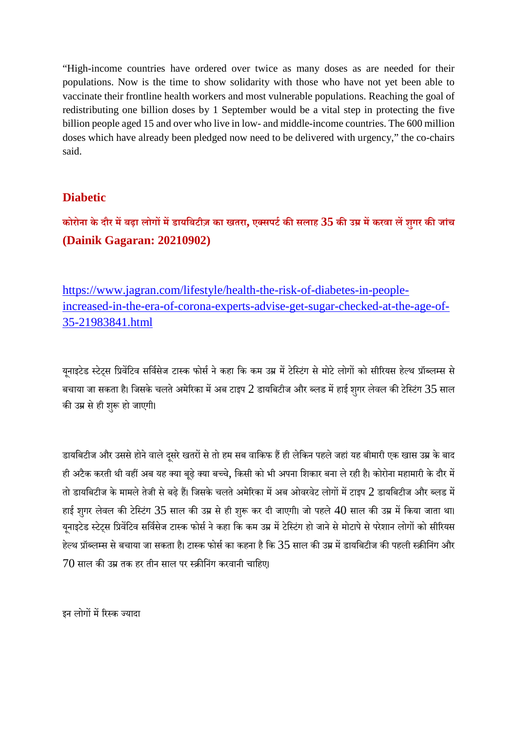“High-income countries have ordered over twice as many doses as are needed for their populations. Now is the time to show solidarity with those who have not yet been able to vaccinate their frontline health workers and most vulnerable populations. Reaching the goal of redistributing one billion doses by 1 September would be a vital step in protecting the five billion people aged 15 and over who live in low- and middle-income countries. The 600 million doses which have already been pledged now need to be delivered with urgency,” the co-chairs said.

## Diabetic

### कोरोना के दौर में बढ़ा लोगों में डायबिटीज़ का खतरा, एक्सपर्ट की सलाह 35 की उम्र में करवा लें शुगर की जांच (Dainik Gagaran: 20210902)

https://www.jagran.com/lifestyle/health-the-risk-of-diabetes-in-people-increased-in-the-era-of-corona-experts-advise-get-sugar-checked-at-the-age-of-35-21983841.html

यूनाइटेड स्टेट्स प्रिवेंटिव सर्विसेज टास्क फोर्स ने कहा कि कम उम्र में टेस्टिंग से मोटे लोगों को सीरियस हेल्थ प्रॉब्लम्स से बचाया जा सकता है। जिसके चलते अमेरिका में अब टाइप 2 डायबिटीज और ब्लड में हाई शुगर लेवल की टेस्टिंग 35 साल की उम्र से ही शुरू हो जाएगी।

डायबिटीज और उससे होने वाले दूसरे खतरों से तो हम सब वाकिफ हैं ही लेकिन पहले जहां यह बीमारी एक खास उम्र के बाद ही अटैक करती थी वहीं अब यह क्या बूढ़े क्या बच्चे, किसी को भी अपना शिकार बना ले रही है। कोरोना महामारी के दौर में तो डायबिटीज के मामले तेजी से बढ़े हैं। जिसके चलते अमेरिका में अब ओवरवेट लोगों में टाइप 2 डायबिटीज और ब्लड में हाई शुगर लेवल की टेस्टिंग 35 साल की उम्र से ही शुरू कर दी जाएगी। जो पहले 40 साल की उम्र में किया जाता था। यूनाइटेड स्टेट्स प्रिवेंटिव सर्विसेज टास्क फोर्स ने कहा कि कम उम्र में टेस्टिंग हो जाने से मोटापे से परेशान लोगों को सीरियस हेल्थ प्रॉब्लम्स से बचाया जा सकता है। टास्क फोर्स का कहना है कि 35 साल की उम्र में डायबिटीज की पहली स्क्रीनिंग और 70 साल की उम्र तक हर तीन साल पर स्क्रीनिंग करवानी चाहिए।

इन लोगों में रिस्क ज्यादा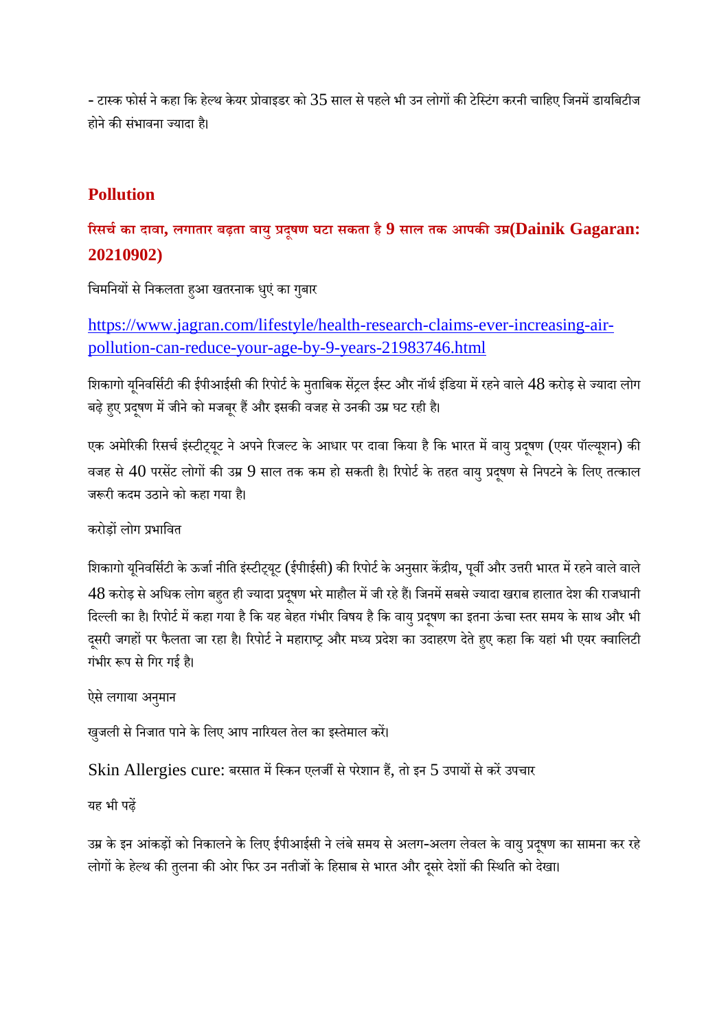- टास्क फोर्स ने कहा कि हेल्थ केयर प्रोवाइडर को 35 साल से पहले भी उन लोगों की टेस्टिंग करनी चाहिए जिनमें डायबिटीज होने की संभावना ज्यादा है।

## Pollution

### रिसर्च का दावा, लगातार बढ़ता वायु प्रदूषण घटा सकता है 9 साल तक आपकी उम्र(Dainik Gagaran: 20210902)

चिमनियों से निकलता हुआ खतरनाक धुएं का गुबार

https://www.jagran.com/lifestyle/health-research-claims-ever-increasing-air-pollution-can-reduce-your-age-by-9-years-21983746.html

शिकागो यूनिवर्सिटी की ईपीआईसी की रिपोर्ट के मुताबिक सेंट्रल ईस्ट और नॉर्थ इंडिया में रहने वाले 48 करोड़ से ज्यादा लोग बढ़े हुए प्रदूषण में जीने को मजबूर हैं और इसकी वजह से उनकी उम्र घट रही है।

एक अमेरिकी रिसर्च इंस्टीट्यूट ने अपने रिजल्ट के आधार पर दावा किया है कि भारत में वायु प्रदूषण (एयर पॉल्यूशन) की वजह से 40 परसेंट लोगों की उम्र 9 साल तक कम हो सकती है। रिपोर्ट के तहत वायु प्रदूषण से निपटने के लिए तत्काल जरूरी कदम उठाने को कहा गया है।

करोड़ों लोग प्रभावित

शिकागो यूनिवर्सिटी के ऊर्जा नीति इंस्टीट्यूट (ईपीआईसी) की रिपोर्ट के अनुसार केंद्रीय, पूर्वी और उत्तरी भारत में रहने वाले वाले 48 करोड़ से अधिक लोग बहुत ही ज्यादा प्रदूषण भरे माहौल में जी रहे हैं। जिनमें सबसे ज्यादा खराब हालात देश की राजधानी दिल्ली का है। रिपोर्ट में कहा गया है कि यह बेहत गंभीर विषय है कि वायु प्रदूषण का इतना ऊंचा स्तर समय के साथ और भी दूसरी जगहों पर फैलता जा रहा है। रिपोर्ट ने महाराष्ट्र और मध्य प्रदेश का उदाहरण देते हुए कहा कि यहां भी एयर क्वालिटी गंभीर रूप से गिर गई है।

ऐसे लगाया अनुमान

खुजली से निजात पाने के लिए आप नारियल तेल का इस्तेमाल करें।

Skin Allergies cure: बरसात में स्किन एलर्जी से परेशान हैं, तो इन 5 उपायों से करें उपचार

यह भी पढ़ें

उम्र के इन आंकड़ों को निकालने के लिए ईपीआईसी ने लंबे समय से अलग-अलग लेवल के वायु प्रदूषण का सामना कर रहे लोगों के हेल्थ की तुलना की और फिर उन नतीजों के हिसाब से भारत और दूसरे देशों की स्थिति को देखा।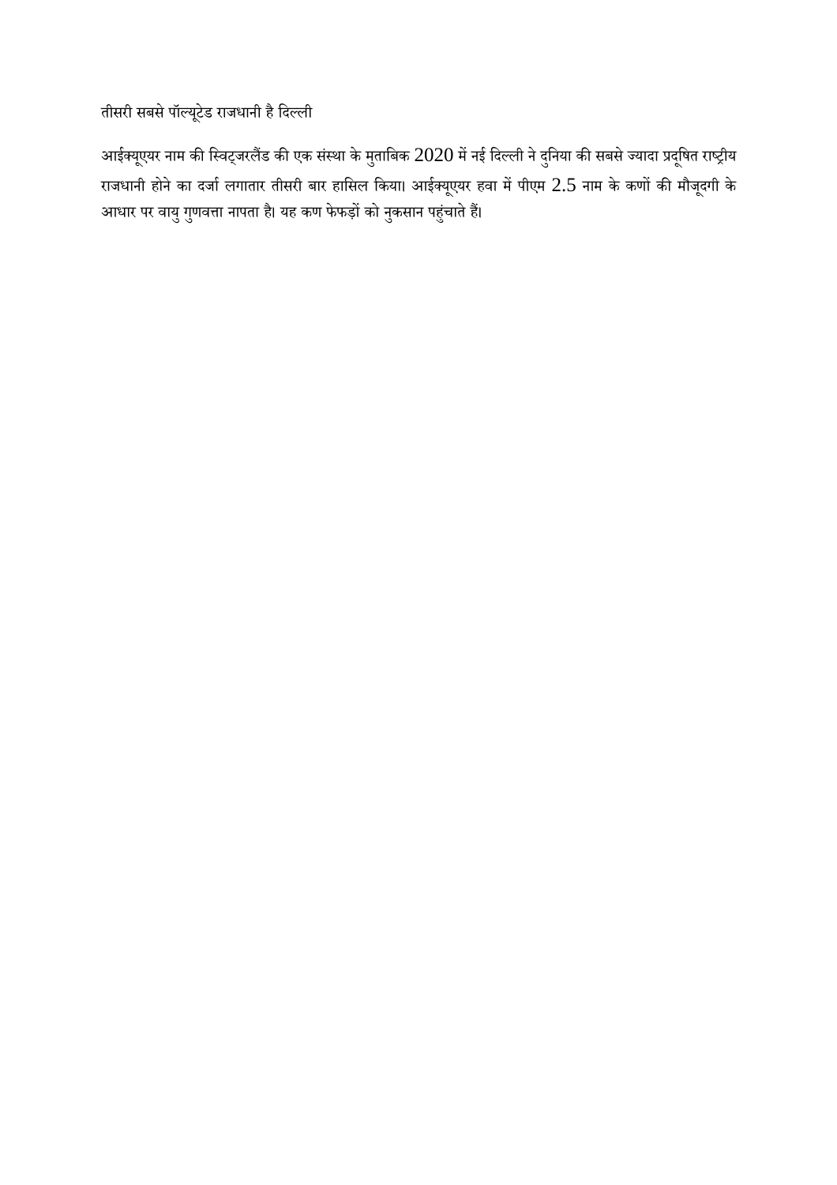तीसरी सबसे पॉल्यूटेड राजधानी है दिल्ली

आईक्यूएयर नाम की स्विट्जरलैंड की एक संस्था के मुताबिक 2020 में नई दिल्ली ने दुनिया की सबसे ज्यादा प्रदूषित राष्ट्रीय राजधानी होने का दर्जा लगातार तीसरी बार हासिल किया। आईक्यूएयर हवा में पीएम 2.5 नाम के कणों की मौजूदगी के आधार पर वायु गुणवत्ता नापता है। यह कण फेफड़ों को नुकसान पहुंचाते हैं।